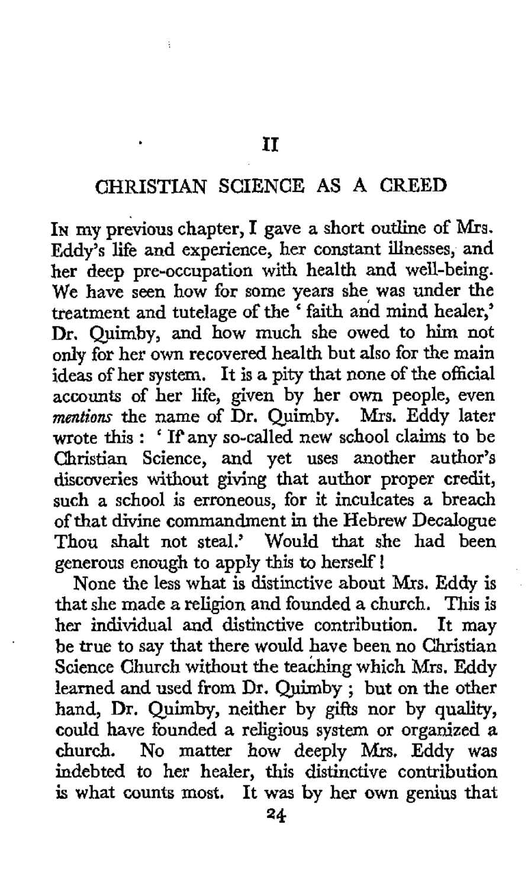## II

## CHRISTIAN SCIENCE AS A CREED

In my previous chapter, I gave a short outline of Mrs. Eddy's life and experience, her constant illnesses, and her deep pre-occupation with health and well-being. We have seen how for some years she was under the treatment and tutelage of the 'faith and mind healer,' Dr. Quimby, and how much she owed to him not only for her own recovered health but also for the main ideas of her system. It is a pity that none of the official accounts of her life, given by her own people, even *mentions* the name of Dr. Quimby. Mrs. Eddy later wrote this: 'If any so-called new school claims to be Christian Science, and yet uses another author's discoveries without giving that author proper credit, such a school is erroneous, for it inculcates a breach of that divine commandment in the Hebrew Decalogue Thou shalt not steal.' Would that she had been generous enough to apply this to herself!

None the less what is distinctive about Mrs. Eddy is that she made a religion and founded a church. This is her individual and distinctive contribution. It may be true to say that there would have been no Christian Science Church without the teaching which Mrs. Eddy learned and used from Dr. Quimby; but on the other hand, Dr. Quimby, neither by gifts nor by quality, could have founded a religious system or organized a church. No matter how deeply Mrs. Eddy was indebted to her healer, this distinctive contribution is what counts most. It was by her own genius that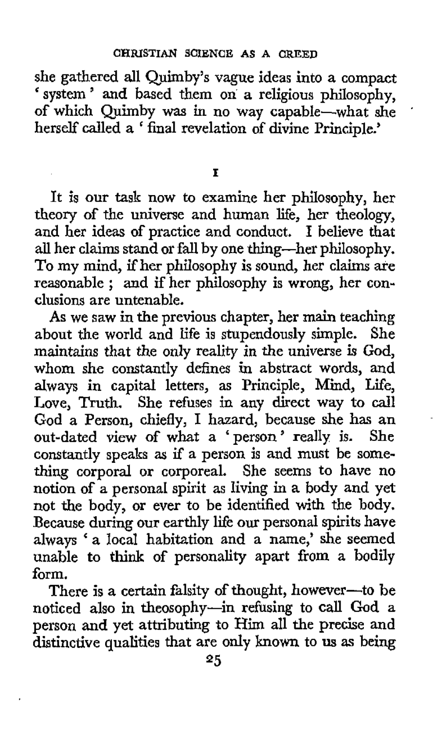she gathered all Quimby's vague ideas into a compact 'system' and based them on a religious philosophy, of which Quimby was in no way capable—what she herself called a 'final revelation of divine Principle.'

## I

It is our task now to examine her philosophy, her theory of the universe and human life, her theology, and her ideas of practice and conduct. I believe that all her claims stand or fall by one thing—her philosophy. To my mind, if her philosophy is sound, her claims are reasonable; and if her philosophy is wrong, her conclusions are untenable.

As we saw in the previous chapter, her main teaching about the world and life is stupendously simple. She maintains that the only reality in the universe is God, whom she constantly defines in abstract words, and always in capital letters, as Principle, Mind, Life, Love, Truth. She refuses in any direct way to call God a Person, chiefly, I hazard, because she has an out-dated view of what a 'person' really is. She constantly speaks as if a person is and must be something corporal or corporeal. She seems to have no notion of a personal spirit as living in a body and yet not the body, or ever to be identified with the body. Because during our earthly life our personal spirits have always 'a local habitation and a name,' she seemed unable to think of personality apart from a bodily form.

There is a certain falsity of thought, however—to be noticed also in theosophy—in refusing to call God a person and yet attributing to Him all the precise and distinctive qualities that are only known to us as being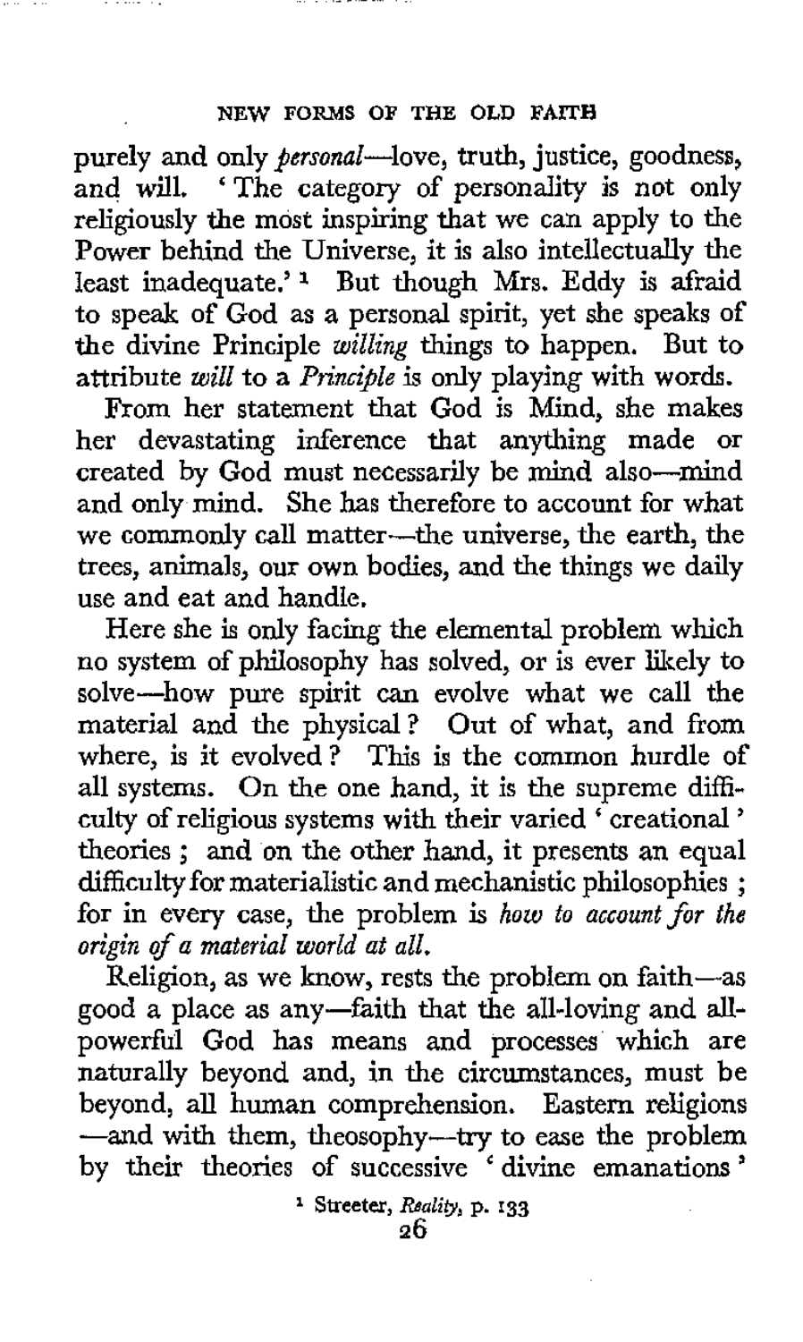purely and only *personal*—love, truth, justice, goodness, and will. 'The category of personality is not only religiously the most inspiring that we can apply to the Power behind the Universe, it is also intellectually the least inadequate.'[1] But though Mrs. Eddy is afraid to speak of God as a personal spirit, yet she speaks of the divine Principle *willing* things to happen. But to attribute *will* to a *Principle* is only playing with words.

From her statement that God is Mind, she makes her devastating inference that anything made or created by God must necessarily be mind also—mind and only mind. She has therefore to account for what we commonly call matter—the universe, the earth, the trees, animals, our own bodies, and the things we daily use and eat and handle.

Here she is only facing the elemental problem which no system of philosophy has solved, or is ever likely to solve—how pure spirit can evolve what we call the material and the physical? Out of what, and from where, is it evolved? This is the common hurdle of all systems. On the one hand, it is the supreme difficulty of religious systems with their varied 'creational' theories; and on the other hand, it presents an equal difficulty for materialistic and mechanistic philosophies; for in every case, the problem is *how to account for the origin of a material world at all.*

Religion, as we know, rests the problem on faith—as good a place as any—faith that the all-loving and all-powerful God has means and processes which are naturally beyond and, in the circumstances, must be beyond, all human comprehension. Eastern religions —and with them, theosophy—try to ease the problem by their theories of successive 'divine emanations'

[1] Streeter, *Reality*, p. 133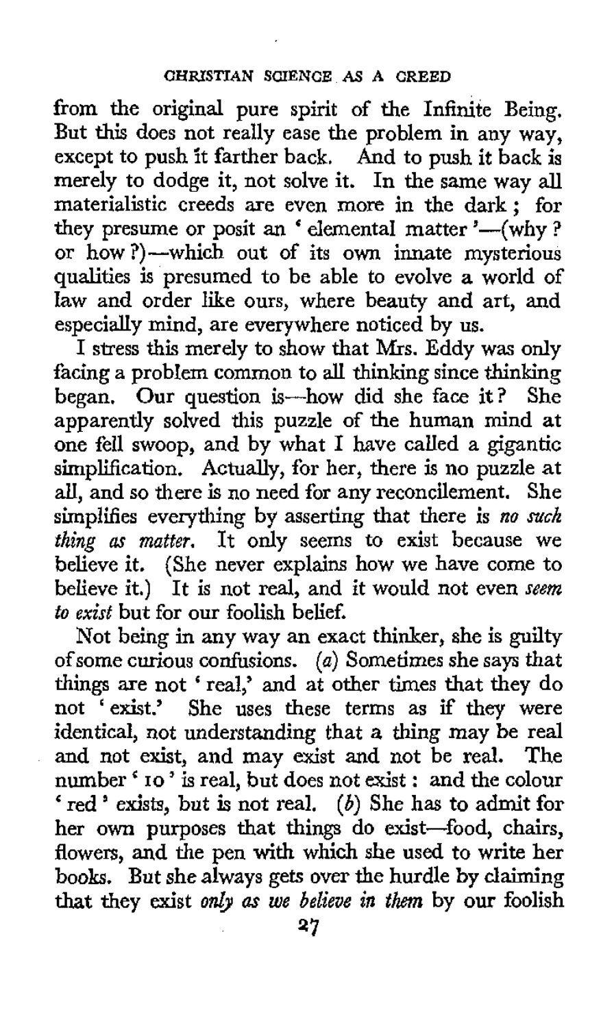from the original pure spirit of the Infinite Being. But this does not really ease the problem in any way, except to push it farther back. And to push it back is merely to dodge it, not solve it. In the same way all materialistic creeds are even more in the dark; for they presume or posit an 'elemental matter'—(why? or how?)—which out of its own innate mysterious qualities is presumed to be able to evolve a world of law and order like ours, where beauty and art, and especially mind, are everywhere noticed by us.

I stress this merely to show that Mrs. Eddy was only facing a problem common to all thinking since thinking began. Our question is—how did she face it? She apparently solved this puzzle of the human mind at one fell swoop, and by what I have called a gigantic simplification. Actually, for her, there is no puzzle at all, and so there is no need for any reconcilement. She simplifies everything by asserting that there is *no such thing as matter*. It only seems to exist because we believe it. (She never explains how we have come to believe it.) It is not real, and it would not even *seem to exist* but for our foolish belief.

Not being in any way an exact thinker, she is guilty of some curious confusions. (*a*) Sometimes she says that things are not 'real,' and at other times that they do not 'exist.' She uses these terms as if they were identical, not understanding that a thing may be real and not exist, and may exist and not be real. The number '10' is real, but does not exist: and the colour 'red' exists, but is not real. (*b*) She has to admit for her own purposes that things do exist—food, chairs, flowers, and the pen with which she used to write her books. But she always gets over the hurdle by claiming that they exist *only as we believe in them* by our foolish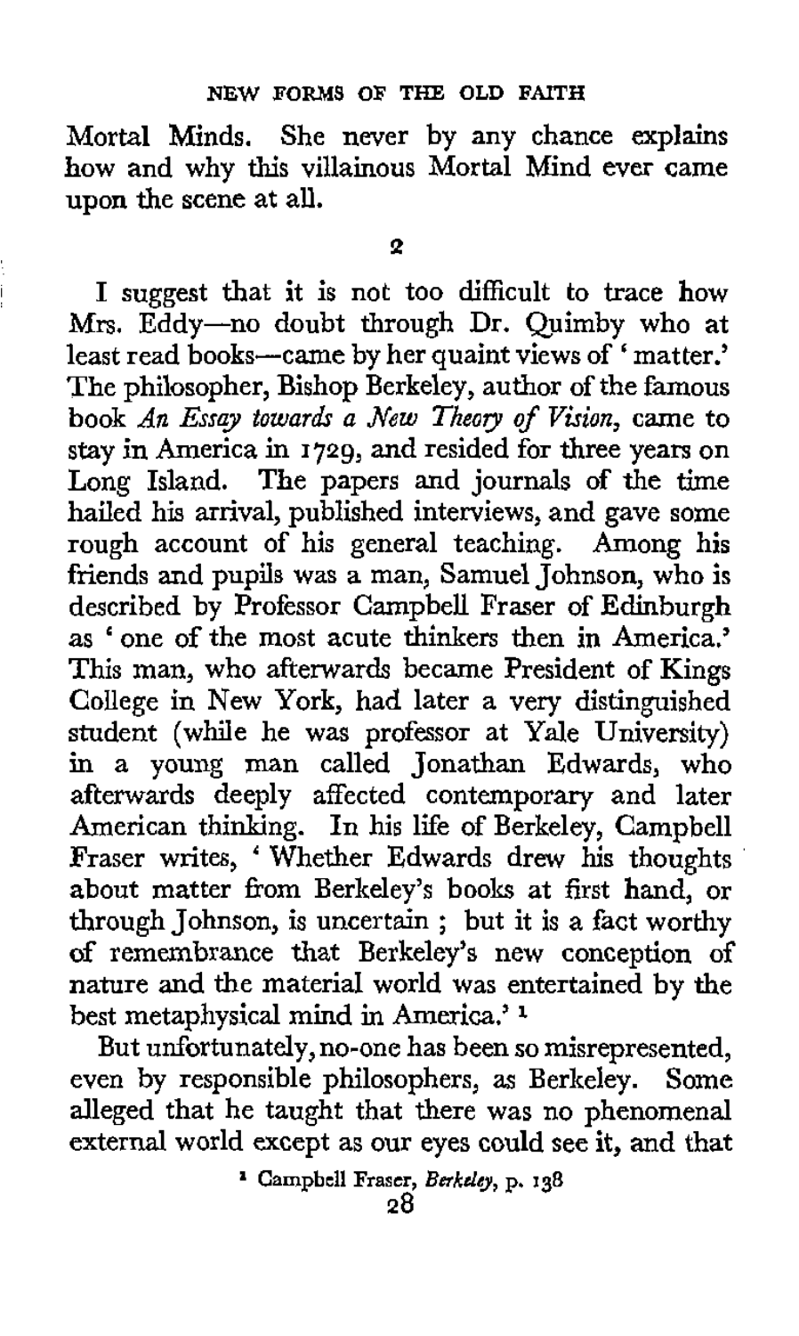Mortal Minds. She never by any chance explains how and why this villainous Mortal Mind ever came upon the scene at all.

## 2

I suggest that it is not too difficult to trace how Mrs. Eddy—no doubt through Dr. Quimby who at least read books—came by her quaint views of 'matter.' The philosopher, Bishop Berkeley, author of the famous book *An Essay towards a New Theory of Vision*, came to stay in America in 1729, and resided for three years on Long Island. The papers and journals of the time hailed his arrival, published interviews, and gave some rough account of his general teaching. Among his friends and pupils was a man, Samuel Johnson, who is described by Professor Campbell Fraser of Edinburgh as 'one of the most acute thinkers then in America.' This man, who afterwards became President of Kings College in New York, had later a very distinguished student (while he was professor at Yale University) in a young man called Jonathan Edwards, who afterwards deeply affected contemporary and later American thinking. In his life of Berkeley, Campbell Fraser writes, 'Whether Edwards drew his thoughts about matter from Berkeley's books at first hand, or through Johnson, is uncertain; but it is a fact worthy of remembrance that Berkeley's new conception of nature and the material world was entertained by the best metaphysical mind in America.' [1]

But unfortunately, no-one has been so misrepresented, even by responsible philosophers, as Berkeley. Some alleged that he taught that there was no phenomenal external world except as our eyes could see it, and that

[1] Campbell Fraser, *Berkeley*, p. 138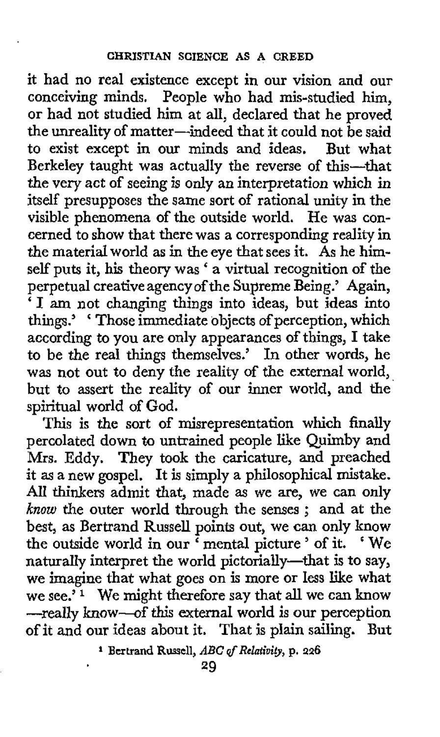it had no real existence except in our vision and our conceiving minds. People who had mis-studied him, or had not studied him at all, declared that he proved the unreality of matter—indeed that it could not be said to exist except in our minds and ideas. But what Berkeley taught was actually the reverse of this—that the very act of seeing is only an interpretation which in itself presupposes the same sort of rational unity in the visible phenomena of the outside world. He was concerned to show that there was a corresponding reality in the material world as in the eye that sees it. As he himself puts it, his theory was 'a virtual recognition of the perpetual creative agency of the Supreme Being.' Again, 'I am not changing things into ideas, but ideas into things.' 'Those immediate objects of perception, which according to you are only appearances of things, I take to be the real things themselves.' In other words, he was not out to deny the reality of the external world, but to assert the reality of our inner world, and the spiritual world of God.

This is the sort of misrepresentation which finally percolated down to untrained people like Quimby and Mrs. Eddy. They took the caricature, and preached it as a new gospel. It is simply a philosophical mistake. All thinkers admit that, made as we are, we can only *know* the outer world through the senses; and at the best, as Bertrand Russell points out, we can only know the outside world in our 'mental picture' of it. 'We naturally interpret the world pictorially—that is to say, we imagine that what goes on is more or less like what we see.'[1] We might therefore say that all we can know—really know—of this external world is our perception of it and our ideas about it. That is plain sailing. But

[1] Bertrand Russell, *ABC of Relativity*, p. 226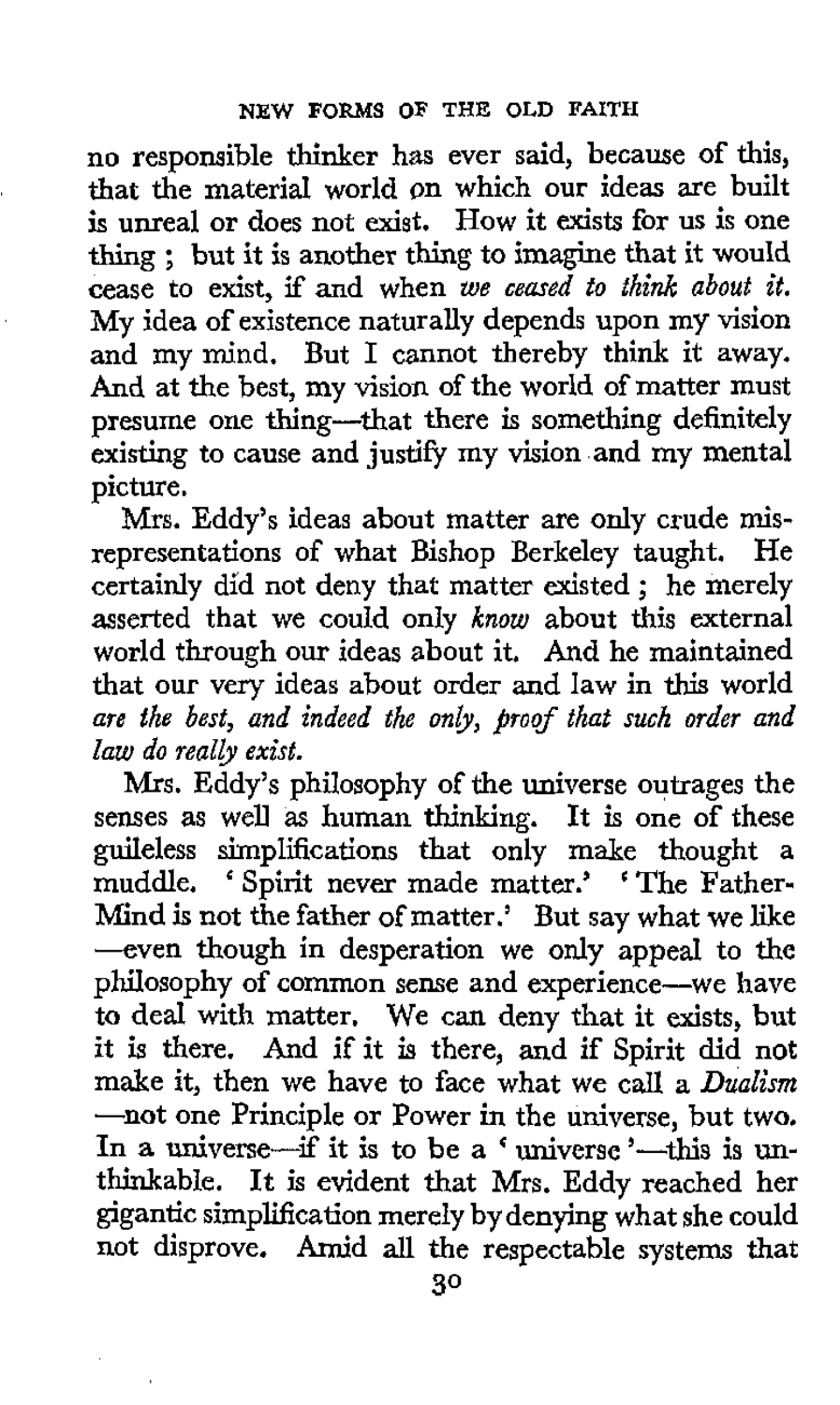no responsible thinker has ever said, because of this, that the material world on which our ideas are built is unreal or does not exist. How it exists for us is one thing; but it is another thing to imagine that it would cease to exist, if and when *we ceased to think about it.* My idea of existence naturally depends upon my vision and my mind. But I cannot thereby think it away. And at the best, my vision of the world of matter must presume one thing—that there is something definitely existing to cause and justify my vision and my mental picture.

Mrs. Eddy's ideas about matter are only crude misrepresentations of what Bishop Berkeley taught. He certainly did not deny that matter existed; he merely asserted that we could only *know* about this external world through our ideas about it. And he maintained that our very ideas about order and law in this world *are the best, and indeed the only, proof that such order and law do really exist.*

Mrs. Eddy's philosophy of the universe outrages the senses as well as human thinking. It is one of these guileless simplifications that only make thought a muddle. 'Spirit never made matter.' 'The Father-Mind is not the father of matter.' But say what we like —even though in desperation we only appeal to the philosophy of common sense and experience—we have to deal with matter. We can deny that it exists, but it is there. And if it is there, and if Spirit did not make it, then we have to face what we call a *Dualism* —not one Principle or Power in the universe, but two. In a universe—if it is to be a 'universe'—this is unthinkable. It is evident that Mrs. Eddy reached her gigantic simplification merely by denying what she could not disprove. Amid all the respectable systems that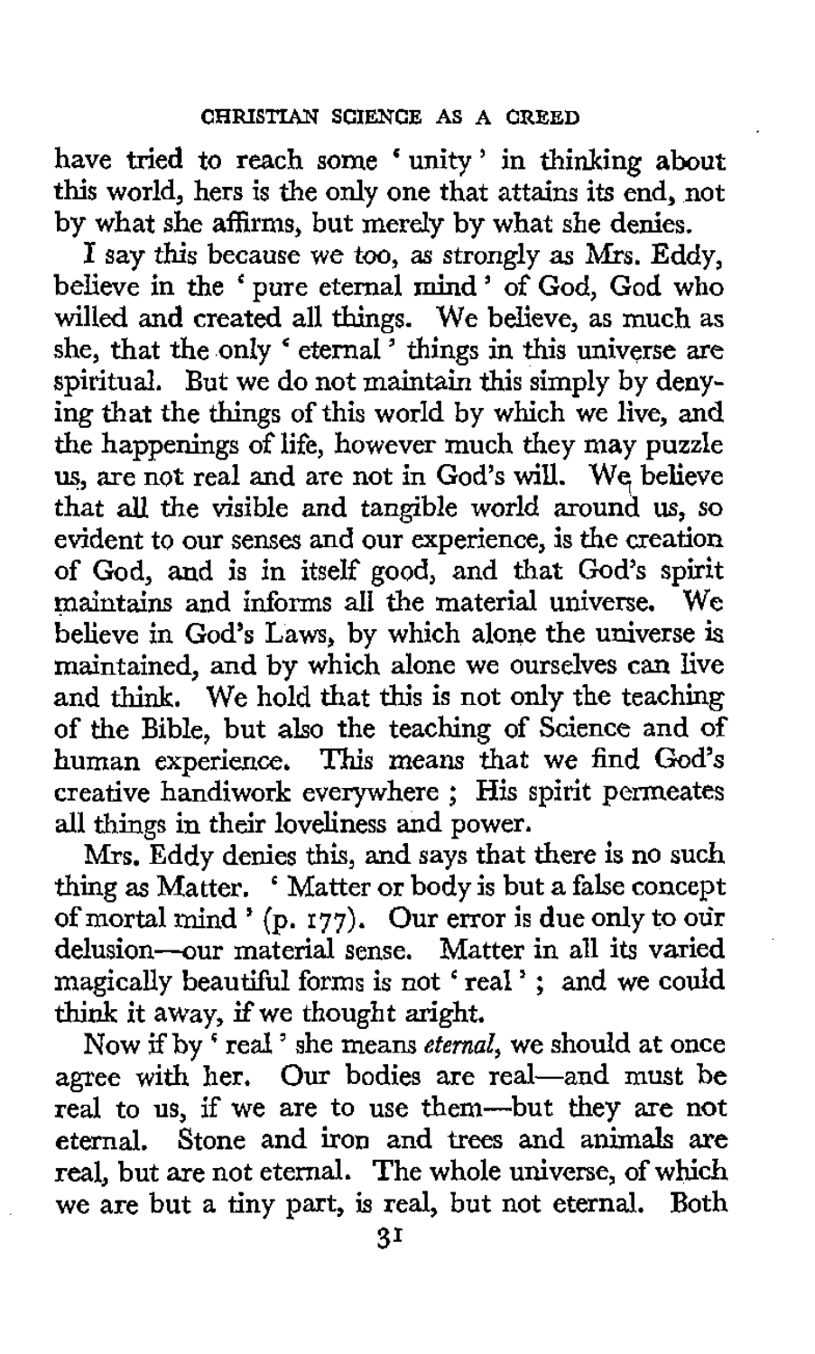have tried to reach some 'unity' in thinking about this world, hers is the only one that attains its end, not by what she affirms, but merely by what she denies.

I say this because we too, as strongly as Mrs. Eddy, believe in the 'pure eternal mind' of God, God who willed and created all things. We believe, as much as she, that the only 'eternal' things in this universe are spiritual. But we do not maintain this simply by denying that the things of this world by which we live, and the happenings of life, however much they may puzzle us, are not real and are not in God's will. We believe that all the visible and tangible world around us, so evident to our senses and our experience, is the creation of God, and is in itself good, and that God's spirit maintains and informs all the material universe. We believe in God's Laws, by which alone the universe is maintained, and by which alone we ourselves can live and think. We hold that this is not only the teaching of the Bible, but also the teaching of Science and of human experience. This means that we find God's creative handiwork everywhere ; His spirit permeates all things in their loveliness and power.

Mrs. Eddy denies this, and says that there is no such thing as Matter. 'Matter or body is but a false concept of mortal mind' (p. 177). Our error is due only to our delusion—our material sense. Matter in all its varied magically beautiful forms is not 'real' ; and we could think it away, if we thought aright.

Now if by 'real' she means *eternal*, we should at once agree with her. Our bodies are real—and must be real to us, if we are to use them—but they are not eternal. Stone and iron and trees and animals are real, but are not eternal. The whole universe, of which we are but a tiny part, is real, but not eternal. Both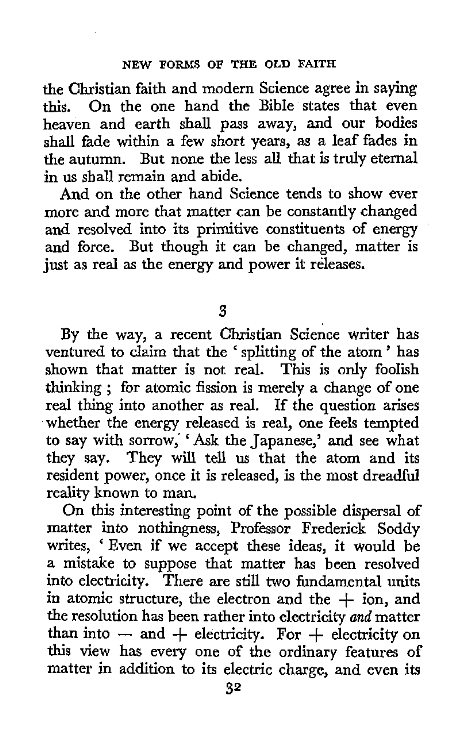the Christian faith and modern Science agree in saying this. On the one hand the Bible states that even heaven and earth shall pass away, and our bodies shall fade within a few short years, as a leaf fades in the autumn. But none the less all that is truly eternal in us shall remain and abide.

And on the other hand Science tends to show ever more and more that matter can be constantly changed and resolved into its primitive constituents of energy and force. But though it can be changed, matter is just as real as the energy and power it releases.

### 3

By the way, a recent Christian Science writer has ventured to claim that the 'splitting of the atom' has shown that matter is not real. This is only foolish thinking ; for atomic fission is merely a change of one real thing into another as real. If the question arises whether the energy released is real, one feels tempted to say with sorrow, 'Ask the Japanese,' and see what they say. They will tell us that the atom and its resident power, once it is released, is the most dreadful reality known to man.

On this interesting point of the possible dispersal of matter into nothingness, Professor Frederick Soddy writes, 'Even if we accept these ideas, it would be a mistake to suppose that matter has been resolved into electricity. There are still two fundamental units in atomic structure, the electron and the + ion, and the resolution has been rather into electricity *and* matter than into − and + electricity. For + electricity on this view has every one of the ordinary features of matter in addition to its electric charge, and even its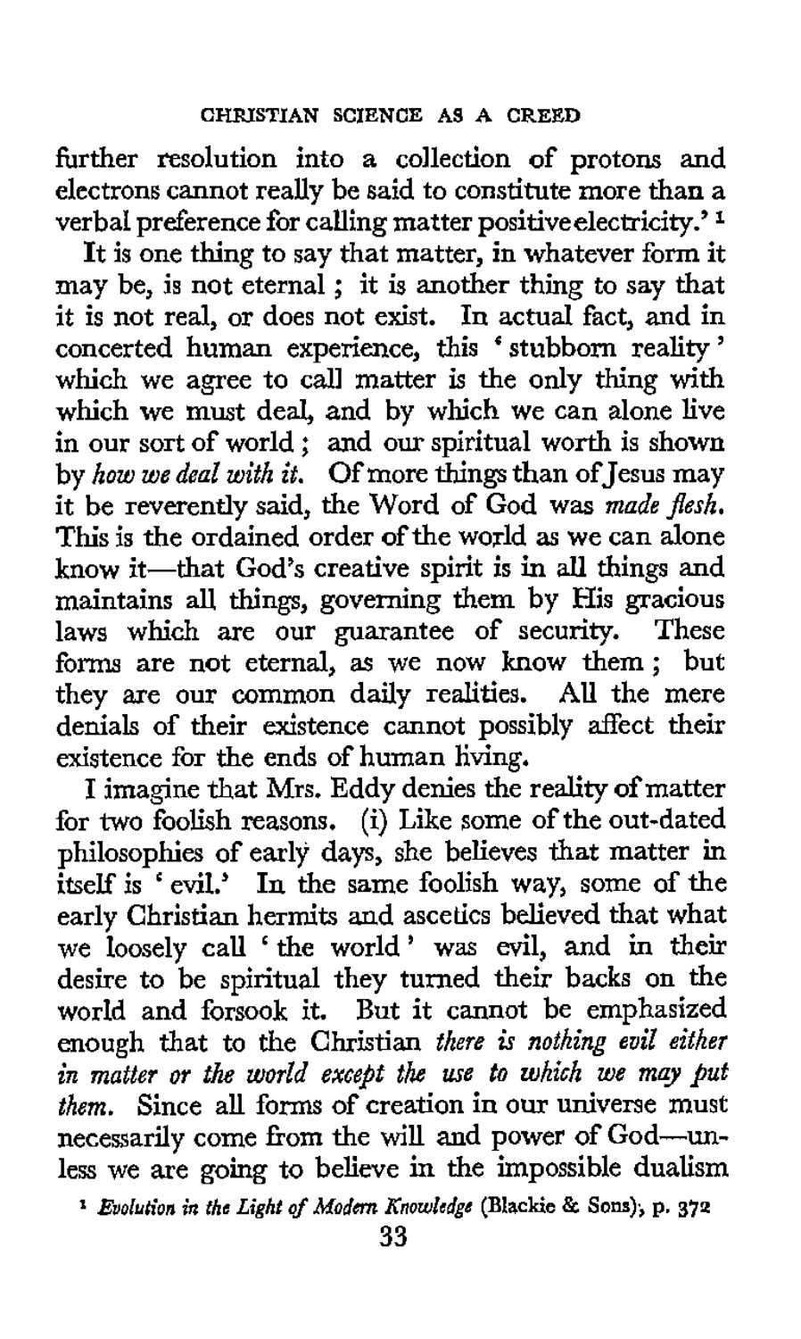further resolution into a collection of protons and electrons cannot really be said to constitute more than a verbal preference for calling matter positive electricity.'[1]

It is one thing to say that matter, in whatever form it may be, is not eternal; it is another thing to say that it is not real, or does not exist. In actual fact, and in concerted human experience, this 'stubborn reality' which we agree to call matter is the only thing with which we must deal, and by which we can alone live in our sort of world; and our spiritual worth is shown by *how we deal with it.* Of more things than of Jesus may it be reverently said, the Word of God was *made flesh.* This is the ordained order of the world as we can alone know it—that God's creative spirit is in all things and maintains all things, governing them by His gracious laws which are our guarantee of security. These forms are not eternal, as we now know them; but they are our common daily realities. All the mere denials of their existence cannot possibly affect their existence for the ends of human living.

I imagine that Mrs. Eddy denies the reality of matter for two foolish reasons. (i) Like some of the out-dated philosophies of early days, she believes that matter in itself is 'evil.' In the same foolish way, some of the early Christian hermits and ascetics believed that what we loosely call 'the world' was evil, and in their desire to be spiritual they turned their backs on the world and forsook it. But it cannot be emphasized enough that to the Christian *there is nothing evil either in matter or the world except the use to which we may put them.* Since all forms of creation in our universe must necessarily come from the will and power of God—unless we are going to believe in the impossible dualism

[1] *Evolution in the Light of Modern Knowledge* (Blackie & Sons), p. 372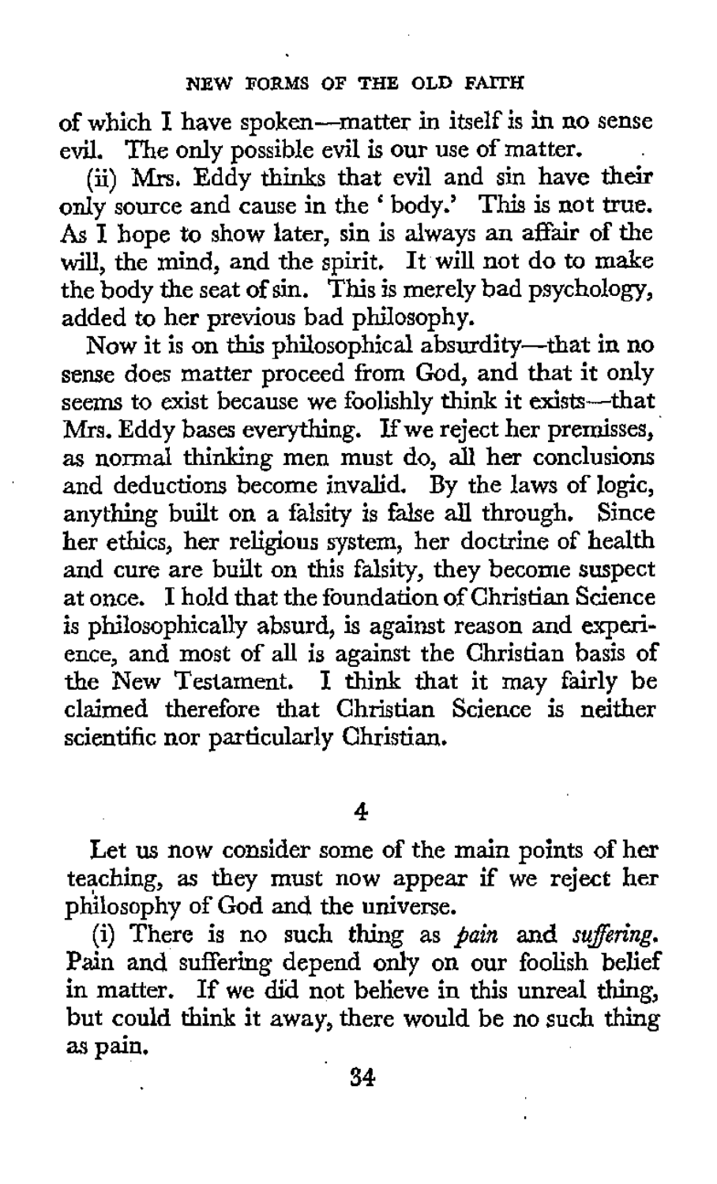of which I have spoken—matter in itself is in no sense evil. The only possible evil is our use of matter.

(ii) Mrs. Eddy thinks that evil and sin have their only source and cause in the 'body.' This is not true. As I hope to show later, sin is always an affair of the will, the mind, and the spirit. It will not do to make the body the seat of sin. This is merely bad psychology, added to her previous bad philosophy.

Now it is on this philosophical absurdity—that in no sense does matter proceed from God, and that it only seems to exist because we foolishly think it exists—that Mrs. Eddy bases everything. If we reject her premisses, as normal thinking men must do, all her conclusions and deductions become invalid. By the laws of logic, anything built on a falsity is false all through. Since her ethics, her religious system, her doctrine of health and cure are built on this falsity, they become suspect at once. I hold that the foundation of Christian Science is philosophically absurd, is against reason and experience, and most of all is against the Christian basis of the New Testament. I think that it may fairly be claimed therefore that Christian Science is neither scientific nor particularly Christian.

## 4

Let us now consider some of the main points of her teaching, as they must now appear if we reject her philosophy of God and the universe.

(i) There is no such thing as *pain* and *suffering*. Pain and suffering depend only on our foolish belief in matter. If we did not believe in this unreal thing, but could think it away, there would be no such thing as pain.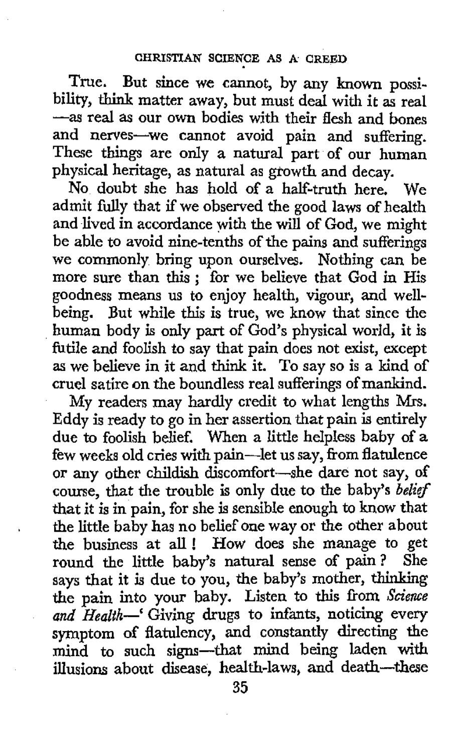True. But since we cannot, by any known possibility, think matter away, but must deal with it as real—as real as our own bodies with their flesh and bones and nerves—we cannot avoid pain and suffering. These things are only a natural part of our human physical heritage, as natural as growth and decay.

No doubt she has hold of a half-truth here. We admit fully that if we observed the good laws of health and lived in accordance with the will of God, we might be able to avoid nine-tenths of the pains and sufferings we commonly bring upon ourselves. Nothing can be more sure than this; for we believe that God in His goodness means us to enjoy health, vigour, and well-being. But while this is true, we know that since the human body is only part of God's physical world, it is futile and foolish to say that pain does not exist, except as we believe in it and think it. To say so is a kind of cruel satire on the boundless real sufferings of mankind.

My readers may hardly credit to what lengths Mrs. Eddy is ready to go in her assertion that pain is entirely due to foolish belief. When a little helpless baby of a few weeks old cries with pain—let us say, from flatulence or any other childish discomfort—she dare not say, of course, that the trouble is only due to the baby's *belief* that it is in pain, for she is sensible enough to know that the little baby has no belief one way or the other about the business at all! How does she manage to get round the little baby's natural sense of pain? She says that it is due to you, the baby's mother, thinking the pain into your baby. Listen to this from *Science and Health*—' Giving drugs to infants, noticing every symptom of flatulency, and constantly directing the mind to such signs—that mind being laden with illusions about disease, health-laws, and death—these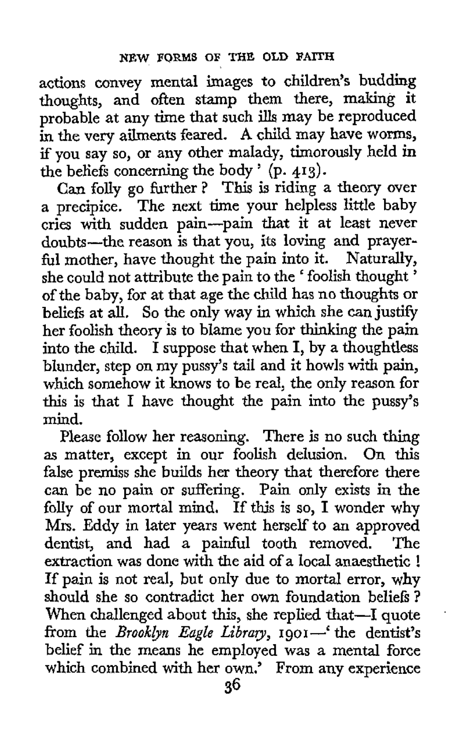actions convey mental images to children's budding thoughts, and often stamp them there, making it probable at any time that such ills may be reproduced in the very ailments feared. A child may have worms, if you say so, or any other malady, timorously held in the beliefs concerning the body' (p. 413).

Can folly go further? This is riding a theory over a precipice. The next time your helpless little baby cries with sudden pain—pain that it at least never doubts—the reason is that you, its loving and prayerful mother, have thought the pain into it. Naturally, she could not attribute the pain to the 'foolish thought' of the baby, for at that age the child has no thoughts or beliefs at all. So the only way in which she can justify her foolish theory is to blame you for thinking the pain into the child. I suppose that when I, by a thoughtless blunder, step on my pussy's tail and it howls with pain, which somehow it knows to be real, the only reason for this is that I have thought the pain into the pussy's mind.

Please follow her reasoning. There is no such thing as matter, except in our foolish delusion. On this false premiss she builds her theory that therefore there can be no pain or suffering. Pain only exists in the folly of our mortal mind. If this is so, I wonder why Mrs. Eddy in later years went herself to an approved dentist, and had a painful tooth removed. The extraction was done with the aid of a local anaesthetic! If pain is not real, but only due to mortal error, why should she so contradict her own foundation beliefs? When challenged about this, she replied that—I quote from the *Brooklyn Eagle Library*, 1901—'the dentist's belief in the means he employed was a mental force which combined with her own.' From any experience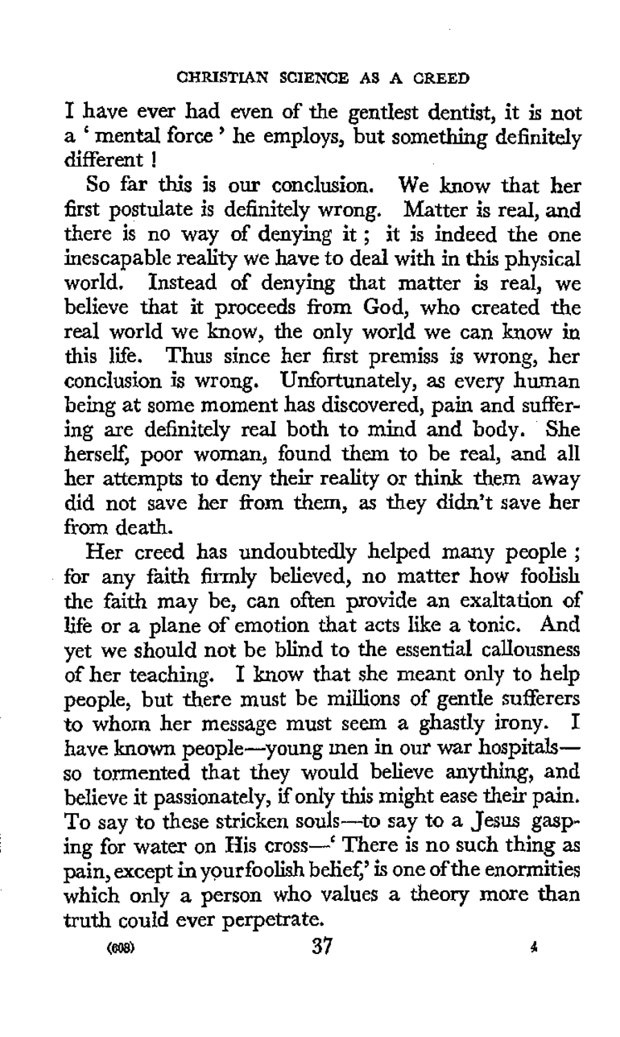I have ever had even of the gentlest dentist, it is not a 'mental force' he employs, but something definitely different!

So far this is our conclusion. We know that her first postulate is definitely wrong. Matter is real, and there is no way of denying it; it is indeed the one inescapable reality we have to deal with in this physical world. Instead of denying that matter is real, we believe that it proceeds from God, who created the real world we know, the only world we can know in this life. Thus since her first premiss is wrong, her conclusion is wrong. Unfortunately, as every human being at some moment has discovered, pain and suffering are definitely real both to mind and body. She herself, poor woman, found them to be real, and all her attempts to deny their reality or think them away did not save her from them, as they didn't save her from death.

Her creed has undoubtedly helped many people; for any faith firmly believed, no matter how foolish the faith may be, can often provide an exaltation of life or a plane of emotion that acts like a tonic. And yet we should not be blind to the essential callousness of her teaching. I know that she meant only to help people, but there must be millions of gentle sufferers to whom her message must seem a ghastly irony. I have known people—young men in our war hospitals—so tormented that they would believe anything, and believe it passionately, if only this might ease their pain. To say to these stricken souls—to say to a Jesus gasping for water on His cross—'There is no such thing as pain, except in your foolish belief,' is one of the enormities which only a person who values a theory more than truth could ever perpetrate.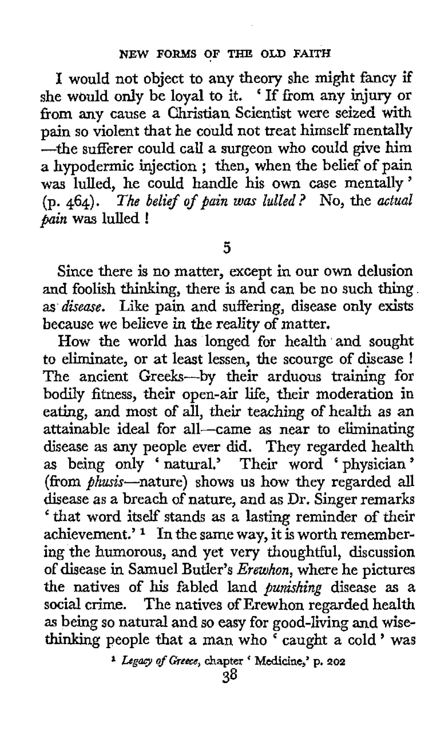I would not object to any theory she might fancy if she would only be loyal to it. 'If from any injury or from any cause a Christian Scientist were seized with pain so violent that he could not treat himself mentally —the sufferer could call a surgeon who could give him a hypodermic injection ; then, when the belief of pain was lulled, he could handle his own case mentally' (p. 464). *The belief of pain was lulled?* No, the *actual pain* was lulled !

## 5

Since there is no matter, except in our own delusion and foolish thinking, there is and can be no such thing as *disease*. Like pain and suffering, disease only exists because we believe in the reality of matter.

How the world has longed for health and sought to eliminate, or at least lessen, the scourge of disease ! The ancient Greeks—by their arduous training for bodily fitness, their open-air life, their moderation in eating, and most of all, their teaching of health as an attainable ideal for all—came as near to eliminating disease as any people ever did. They regarded health as being only 'natural.' Their word 'physician' (from *phusis*—nature) shows us how they regarded all disease as a breach of nature, and as Dr. Singer remarks 'that word itself stands as a lasting reminder of their achievement.' [1] In the same way, it is worth remembering the humorous, and yet very thoughtful, discussion of disease in Samuel Butler's *Erewhon*, where he pictures the natives of his fabled land *punishing* disease as a social crime. The natives of Erewhon regarded health as being so natural and so easy for good-living and wise-thinking people that a man who 'caught a cold' was

[1] *Legacy of Greece*, chapter 'Medicine,' p. 202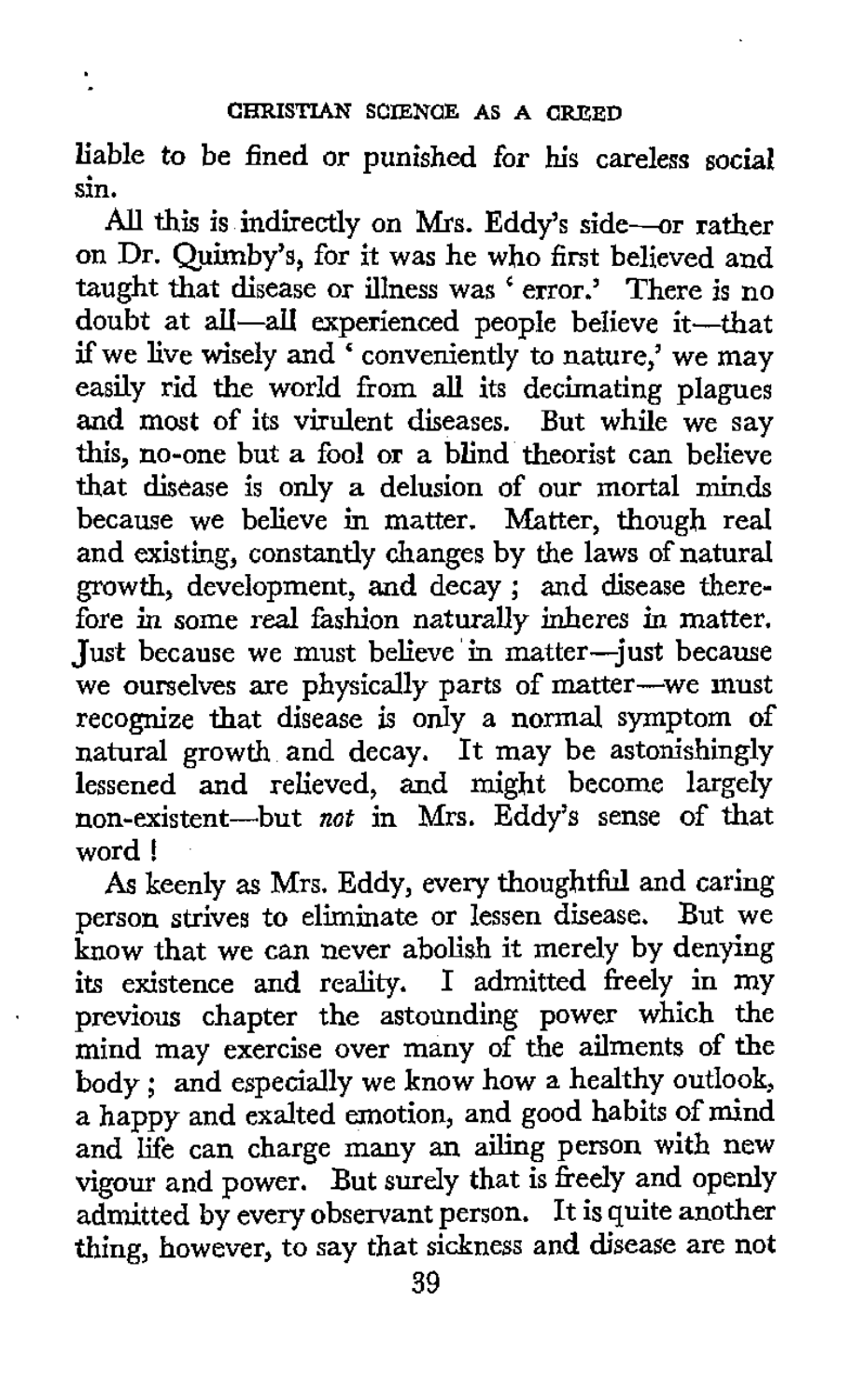liable to be fined or punished for his careless social sin.

All this is indirectly on Mrs. Eddy's side—or rather on Dr. Quimby's, for it was he who first believed and taught that disease or illness was 'error.' There is no doubt at all—all experienced people believe it—that if we live wisely and 'conveniently to nature,' we may easily rid the world from all its decimating plagues and most of its virulent diseases. But while we say this, no-one but a fool or a blind theorist can believe that disease is only a delusion of our mortal minds because we believe in matter. Matter, though real and existing, constantly changes by the laws of natural growth, development, and decay; and disease therefore in some real fashion naturally inheres in matter. Just because we must believe in matter—just because we ourselves are physically parts of matter—we must recognize that disease is only a normal symptom of natural growth and decay. It may be astonishingly lessened and relieved, and might become largely non-existent—but *not* in Mrs. Eddy's sense of that word!

As keenly as Mrs. Eddy, every thoughtful and caring person strives to eliminate or lessen disease. But we know that we can never abolish it merely by denying its existence and reality. I admitted freely in my previous chapter the astounding power which the mind may exercise over many of the ailments of the body; and especially we know how a healthy outlook, a happy and exalted emotion, and good habits of mind and life can charge many an ailing person with new vigour and power. But surely that is freely and openly admitted by every observant person. It is quite another thing, however, to say that sickness and disease are not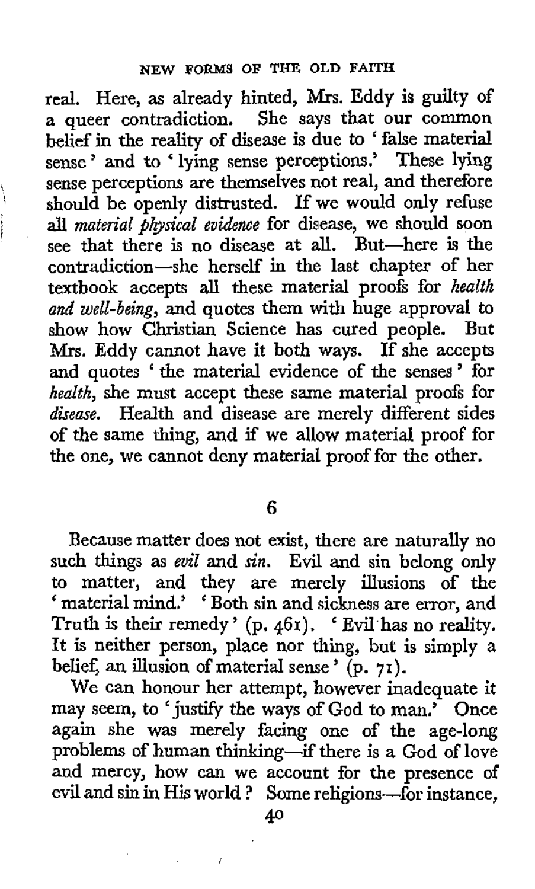real. Here, as already hinted, Mrs. Eddy is guilty of a queer contradiction. She says that our common belief in the reality of disease is due to 'false material sense' and to 'lying sense perceptions.' These lying sense perceptions are themselves not real, and therefore should be openly distrusted. If we would only refuse all *material physical evidence* for disease, we should soon see that there is no disease at all. But—here is the contradiction—she herself in the last chapter of her textbook accepts all these material proofs for *health and well-being*, and quotes them with huge approval to show how Christian Science has cured people. But Mrs. Eddy cannot have it both ways. If she accepts and quotes 'the material evidence of the senses' for *health*, she must accept these same material proofs for *disease*. Health and disease are merely different sides of the same thing, and if we allow material proof for the one, we cannot deny material proof for the other.

## 6

Because matter does not exist, there are naturally no such things as *evil* and *sin*. Evil and sin belong only to matter, and they are merely illusions of the 'material mind.' 'Both sin and sickness are error, and Truth is their remedy' (p. 461). 'Evil has no reality. It is neither person, place nor thing, but is simply a belief, an illusion of material sense' (p. 71).

We can honour her attempt, however inadequate it may seem, to 'justify the ways of God to man.' Once again she was merely facing one of the age-long problems of human thinking—if there is a God of love and mercy, how can we account for the presence of evil and sin in His world? Some religions—for instance,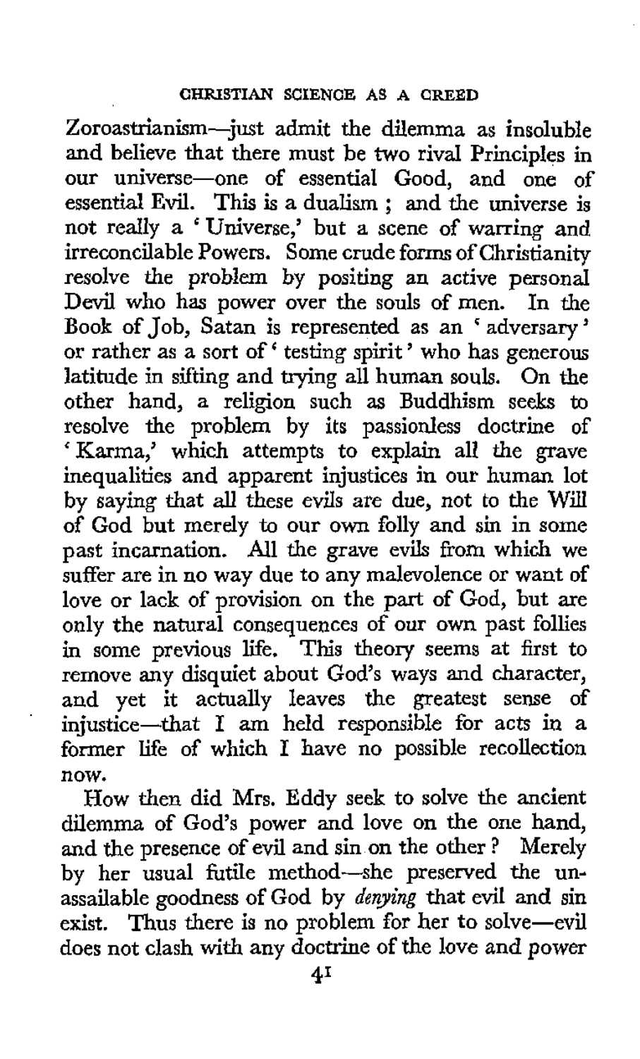Zoroastrianism—just admit the dilemma as insoluble and believe that there must be two rival Principles in our universe—one of essential Good, and one of essential Evil. This is a dualism; and the universe is not really a 'Universe,' but a scene of warring and irreconcilable Powers. Some crude forms of Christianity resolve the problem by positing an active personal Devil who has power over the souls of men. In the Book of Job, Satan is represented as an 'adversary' or rather as a sort of 'testing spirit' who has generous latitude in sifting and trying all human souls. On the other hand, a religion such as Buddhism seeks to resolve the problem by its passionless doctrine of 'Karma,' which attempts to explain all the grave inequalities and apparent injustices in our human lot by saying that all these evils are due, not to the Will of God but merely to our own folly and sin in some past incarnation. All the grave evils from which we suffer are in no way due to any malevolence or want of love or lack of provision on the part of God, but are only the natural consequences of our own past follies in some previous life. This theory seems at first to remove any disquiet about God's ways and character, and yet it actually leaves the greatest sense of injustice—that I am held responsible for acts in a former life of which I have no possible recollection now.

How then did Mrs. Eddy seek to solve the ancient dilemma of God's power and love on the one hand, and the presence of evil and sin on the other? Merely by her usual futile method—she preserved the unassailable goodness of God by *denying* that evil and sin exist. Thus there is no problem for her to solve—evil does not clash with any doctrine of the love and power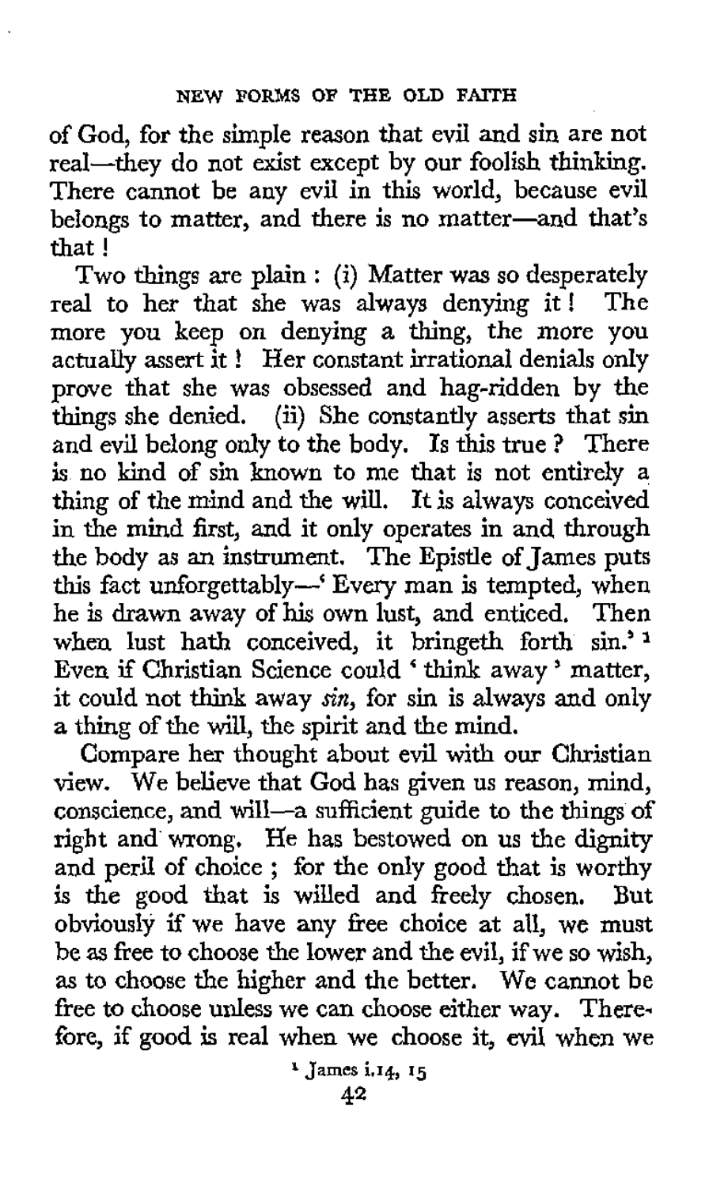of God, for the simple reason that evil and sin are not real—they do not exist except by our foolish thinking. There cannot be any evil in this world, because evil belongs to matter, and there is no matter—and that's that!

Two things are plain: (i) Matter was so desperately real to her that she was always denying it! The more you keep on denying a thing, the more you actually assert it! Her constant irrational denials only prove that she was obsessed and hag-ridden by the things she denied. (ii) She constantly asserts that sin and evil belong only to the body. Is this true? There is no kind of sin known to me that is not entirely a thing of the mind and the will. It is always conceived in the mind first, and it only operates in and through the body as an instrument. The Epistle of James puts this fact unforgettably—'Every man is tempted, when he is drawn away of his own lust, and enticed. Then when lust hath conceived, it bringeth forth sin.'[1] Even if Christian Science could 'think away' matter, it could not think away *sin*, for sin is always and only a thing of the will, the spirit and the mind.

Compare her thought about evil with our Christian view. We believe that God has given us reason, mind, conscience, and will—a sufficient guide to the things of right and wrong. He has bestowed on us the dignity and peril of choice; for the only good that is worthy is the good that is willed and freely chosen. But obviously if we have any free choice at all, we must be as free to choose the lower and the evil, if we so wish, as to choose the higher and the better. We cannot be free to choose unless we can choose either way. Therefore, if good is real when we choose it, evil when we

[1] James i.14, 15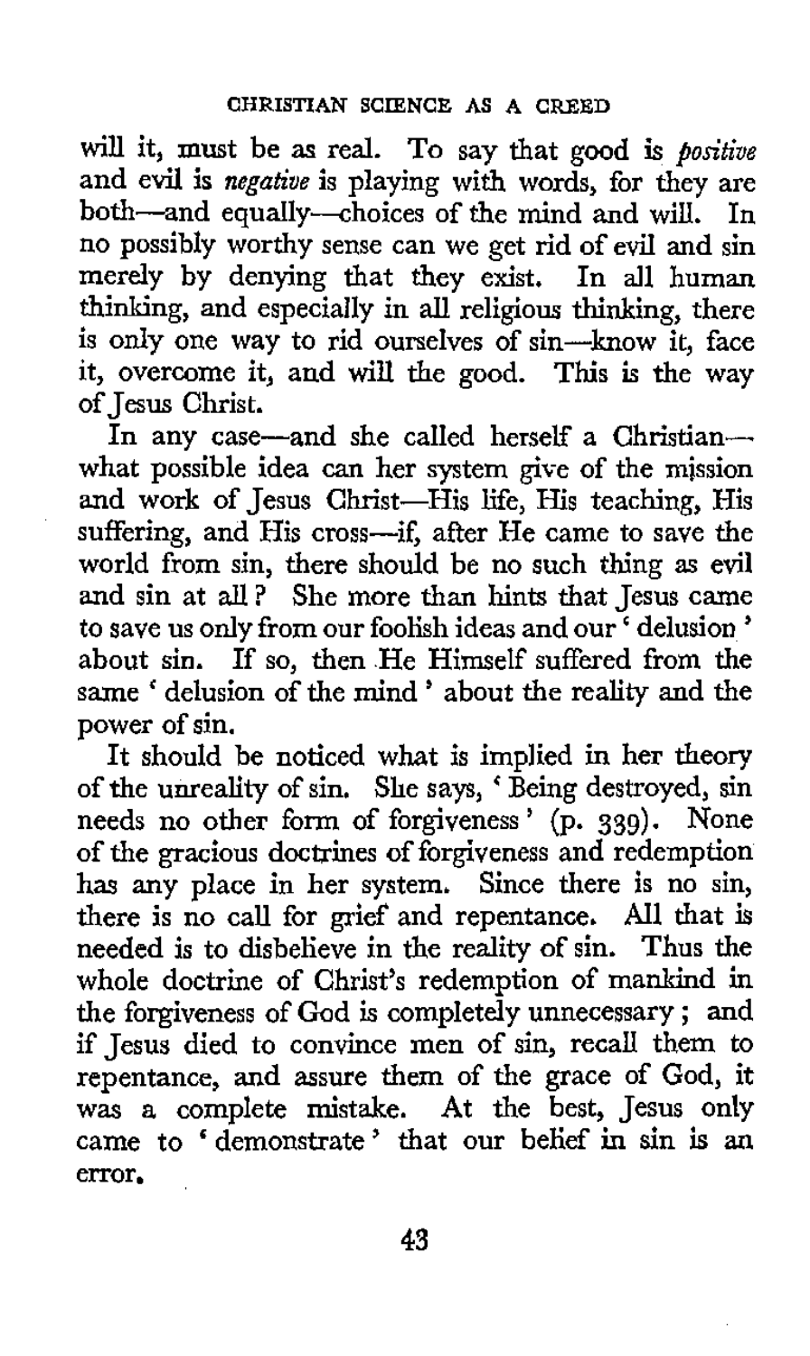will it, must be as real. To say that good is *positive* and evil is *negative* is playing with words, for they are both—and equally—choices of the mind and will. In no possibly worthy sense can we get rid of evil and sin merely by denying that they exist. In all human thinking, and especially in all religious thinking, there is only one way to rid ourselves of sin—know it, face it, overcome it, and will the good. This is the way of Jesus Christ.

In any case—and she called herself a Christian—what possible idea can her system give of the mission and work of Jesus Christ—His life, His teaching, His suffering, and His cross—if, after He came to save the world from sin, there should be no such thing as evil and sin at all? She more than hints that Jesus came to save us only from our foolish ideas and our 'delusion' about sin. If so, then He Himself suffered from the same 'delusion of the mind' about the reality and the power of sin.

It should be noticed what is implied in her theory of the unreality of sin. She says, 'Being destroyed, sin needs no other form of forgiveness' (p. 339). None of the gracious doctrines of forgiveness and redemption has any place in her system. Since there is no sin, there is no call for grief and repentance. All that is needed is to disbelieve in the reality of sin. Thus the whole doctrine of Christ's redemption of mankind in the forgiveness of God is completely unnecessary; and if Jesus died to convince men of sin, recall them to repentance, and assure them of the grace of God, it was a complete mistake. At the best, Jesus only came to 'demonstrate' that our belief in sin is an error.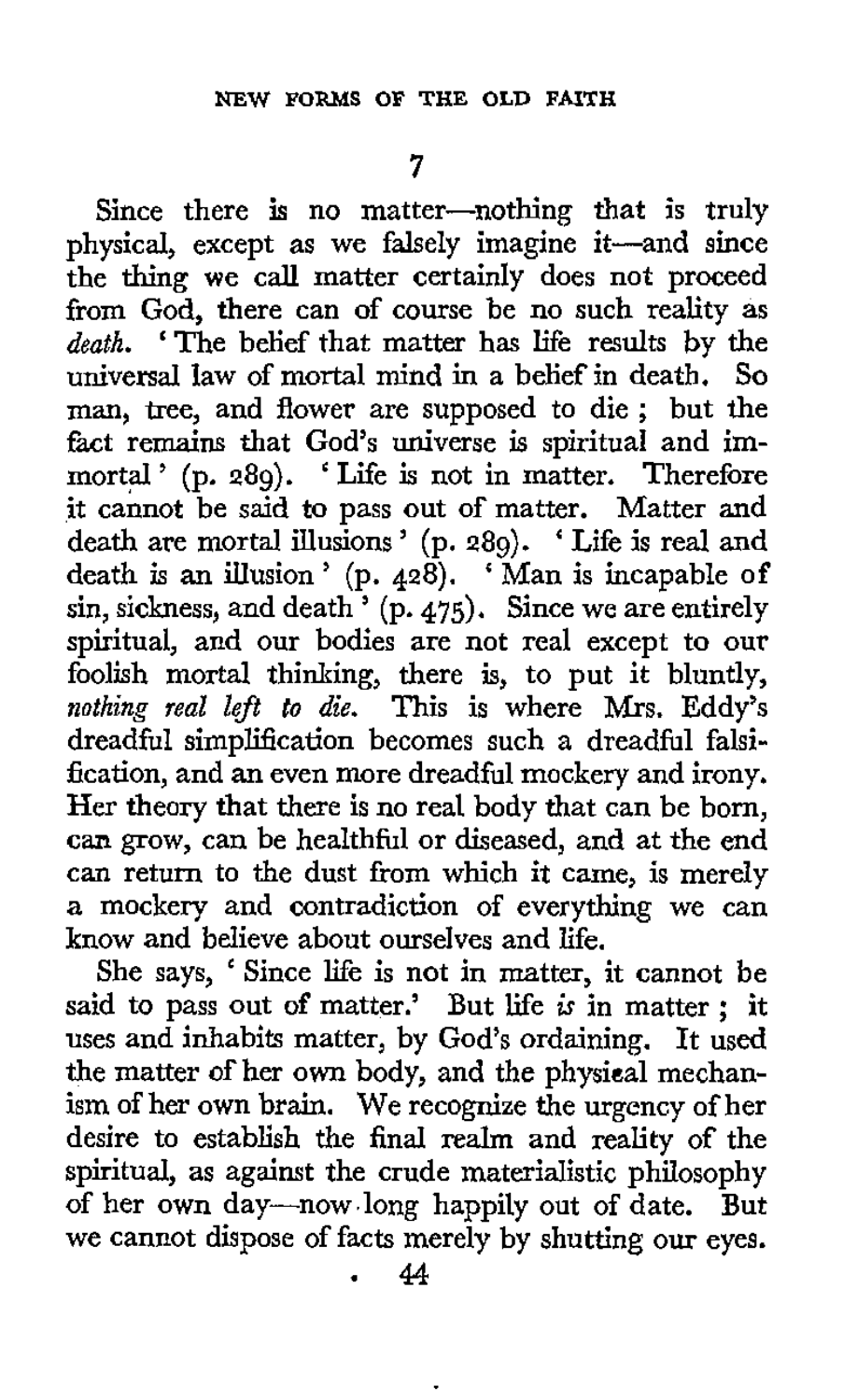## 7

Since there is no matter—nothing that is truly physical, except as we falsely imagine it—and since the thing we call matter certainly does not proceed from God, there can of course be no such reality as *death*. 'The belief that matter has life results by the universal law of mortal mind in a belief in death. So man, tree, and flower are supposed to die; but the fact remains that God's universe is spiritual and immortal' (p. 289). 'Life is not in matter. Therefore it cannot be said to pass out of matter. Matter and death are mortal illusions' (p. 289). 'Life is real and death is an illusion' (p. 428). 'Man is incapable of sin, sickness, and death' (p. 475). Since we are entirely spiritual, and our bodies are not real except to our foolish mortal thinking, there is, to put it bluntly, *nothing real left to die*. This is where Mrs. Eddy's dreadful simplification becomes such a dreadful falsification, and an even more dreadful mockery and irony. Her theory that there is no real body that can be born, can grow, can be healthful or diseased, and at the end can return to the dust from which it came, is merely a mockery and contradiction of everything we can know and believe about ourselves and life.

She says, 'Since life is not in matter, it cannot be said to pass out of matter.' But life *is* in matter; it uses and inhabits matter, by God's ordaining. It used the matter of her own body, and the physical mechanism of her own brain. We recognize the urgency of her desire to establish the final realm and reality of the spiritual, as against the crude materialistic philosophy of her own day—now long happily out of date. But we cannot dispose of facts merely by shutting our eyes.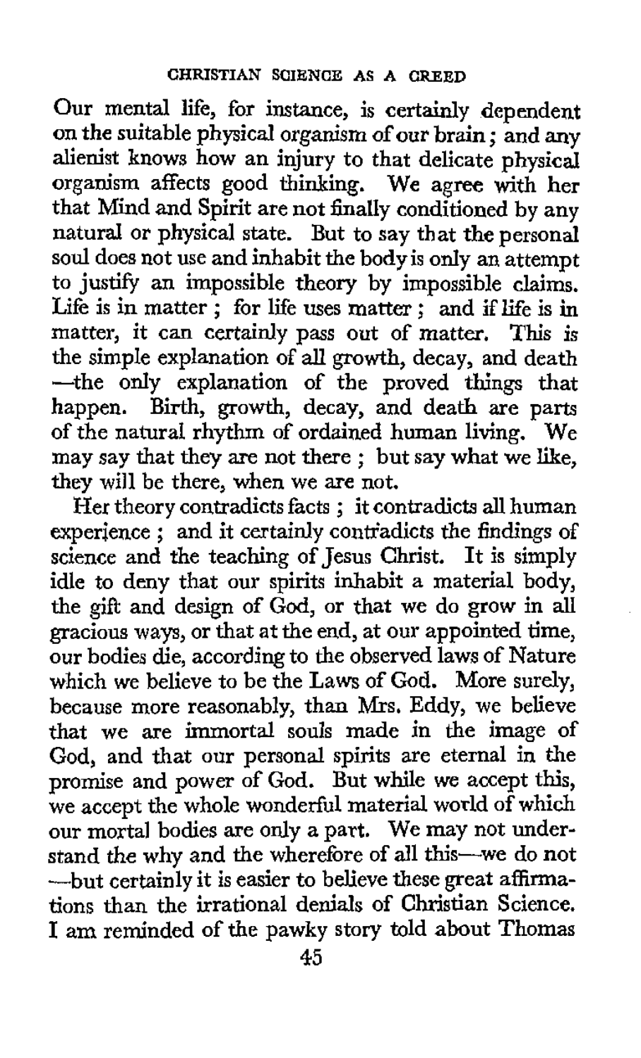Our mental life, for instance, is certainly dependent on the suitable physical organism of our brain; and any alienist knows how an injury to that delicate physical organism affects good thinking. We agree with her that Mind and Spirit are not finally conditioned by any natural or physical state. But to say that the personal soul does not use and inhabit the body is only an attempt to justify an impossible theory by impossible claims. Life is in matter; for life uses matter; and if life is in matter, it can certainly pass out of matter. This is the simple explanation of all growth, decay, and death —the only explanation of the proved things that happen. Birth, growth, decay, and death are parts of the natural rhythm of ordained human living. We may say that they are not there; but say what we like, they will be there, when we are not.

Her theory contradicts facts; it contradicts all human experience; and it certainly contradicts the findings of science and the teaching of Jesus Christ. It is simply idle to deny that our spirits inhabit a material body, the gift and design of God, or that we do grow in all gracious ways, or that at the end, at our appointed time, our bodies die, according to the observed laws of Nature which we believe to be the Laws of God. More surely, because more reasonably, than Mrs. Eddy, we believe that we are immortal souls made in the image of God, and that our personal spirits are eternal in the promise and power of God. But while we accept this, we accept the whole wonderful material world of which our mortal bodies are only a part. We may not understand the why and the wherefore of all this—we do not —but certainly it is easier to believe these great affirmations than the irrational denials of Christian Science. I am reminded of the pawky story told about Thomas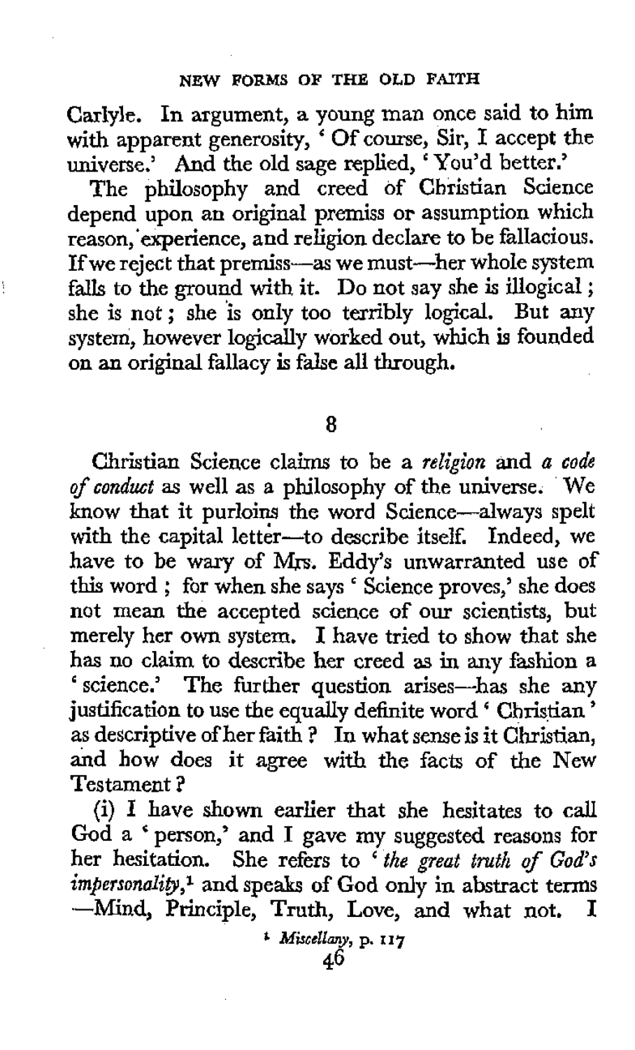Carlyle. In argument, a young man once said to him with apparent generosity, 'Of course, Sir, I accept the universe.' And the old sage replied, 'You'd better.'

The philosophy and creed of Christian Science depend upon an original premiss or assumption which reason, experience, and religion declare to be fallacious. If we reject that premiss—as we must—her whole system falls to the ground with it. Do not say she is illogical; she is not; she is only too terribly logical. But any system, however logically worked out, which is founded on an original fallacy is false all through.

## 8

Christian Science claims to be a *religion* and *a code of conduct* as well as a philosophy of the universe. We know that it purloins the word Science—always spelt with the capital letter—to describe itself. Indeed, we have to be wary of Mrs. Eddy's unwarranted use of this word; for when she says 'Science proves,' she does not mean the accepted science of our scientists, but merely her own system. I have tried to show that she has no claim to describe her creed as in any fashion a 'science.' The further question arises—has she any justification to use the equally definite word 'Christian' as descriptive of her faith? In what sense is it Christian, and how does it agree with the facts of the New Testament?

(i) I have shown earlier that she hesitates to call God a 'person,' and I gave my suggested reasons for her hesitation. She refers to '*the great truth of God's impersonality*,[1] and speaks of God only in abstract terms—Mind, Principle, Truth, Love, and what not. I

[1] *Miscellany*, p. 117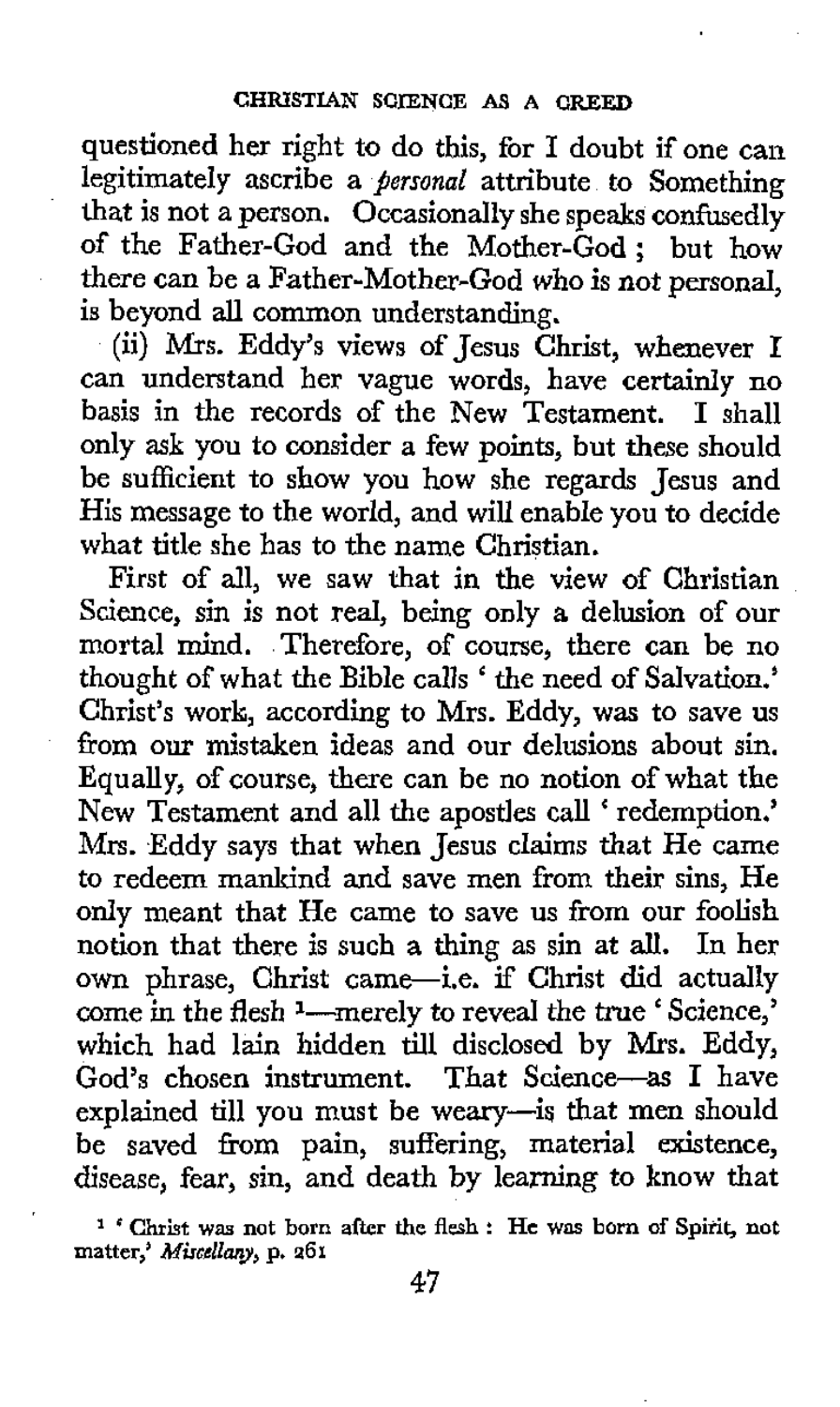questioned her right to do this, for I doubt if one can legitimately ascribe a *personal* attribute to Something that is not a person. Occasionally she speaks confusedly of the Father-God and the Mother-God; but how there can be a Father-Mother-God who is not personal, is beyond all common understanding.

(ii) Mrs. Eddy's views of Jesus Christ, whenever I can understand her vague words, have certainly no basis in the records of the New Testament. I shall only ask you to consider a few points, but these should be sufficient to show you how she regards Jesus and His message to the world, and will enable you to decide what title she has to the name Christian.

First of all, we saw that in the view of Christian Science, sin is not real, being only a delusion of our mortal mind. Therefore, of course, there can be no thought of what the Bible calls 'the need of Salvation.' Christ's work, according to Mrs. Eddy, was to save us from our mistaken ideas and our delusions about sin. Equally, of course, there can be no notion of what the New Testament and all the apostles call 'redemption.' Mrs. Eddy says that when Jesus claims that He came to redeem mankind and save men from their sins, He only meant that He came to save us from our foolish notion that there is such a thing as sin at all. In her own phrase, Christ came—i.e. if Christ did actually come in the flesh [1]—merely to reveal the true 'Science,' which had lain hidden till disclosed by Mrs. Eddy, God's chosen instrument. That Science—as I have explained till you must be weary—is that men should be saved from pain, suffering, material existence, disease, fear, sin, and death by learning to know that

[1] 'Christ was not born after the flesh: He was born of Spirit, not matter,' *Miscellany*, p. 261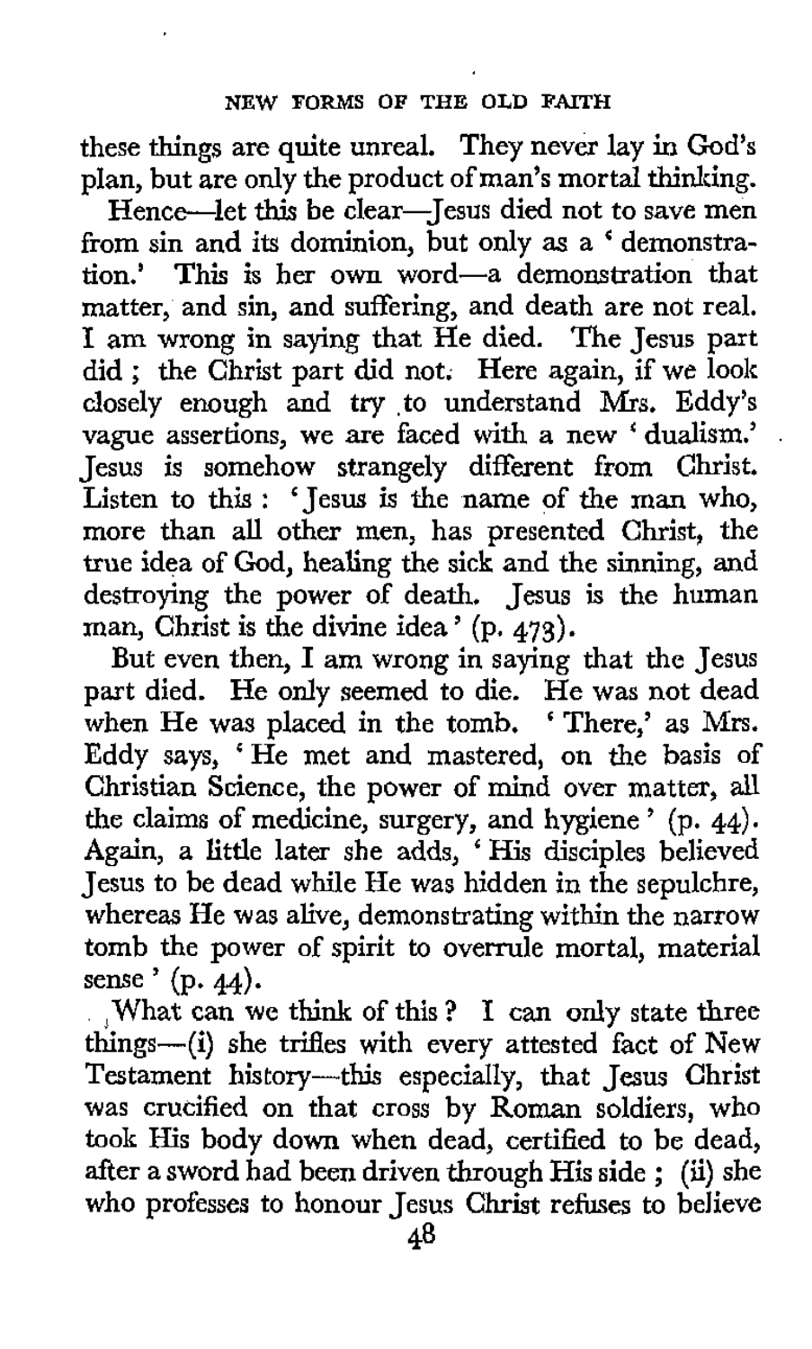these things are quite unreal. They never lay in God's plan, but are only the product of man's mortal thinking.

Hence—let this be clear—Jesus died not to save men from sin and its dominion, but only as a 'demonstration.' This is her own word—a demonstration that matter, and sin, and suffering, and death are not real. I am wrong in saying that He died. The Jesus part did; the Christ part did not. Here again, if we look closely enough and try to understand Mrs. Eddy's vague assertions, we are faced with a new 'dualism.' Jesus is somehow strangely different from Christ. Listen to this: 'Jesus is the name of the man who, more than all other men, has presented Christ, the true idea of God, healing the sick and the sinning, and destroying the power of death. Jesus is the human man, Christ is the divine idea' (p. 473).

But even then, I am wrong in saying that the Jesus part died. He only seemed to die. He was not dead when He was placed in the tomb. 'There,' as Mrs. Eddy says, 'He met and mastered, on the basis of Christian Science, the power of mind over matter, all the claims of medicine, surgery, and hygiene' (p. 44). Again, a little later she adds, 'His disciples believed Jesus to be dead while He was hidden in the sepulchre, whereas He was alive, demonstrating within the narrow tomb the power of spirit to overrule mortal, material sense' (p. 44).

What can we think of this? I can only state three things—(i) she trifles with every attested fact of New Testament history—this especially, that Jesus Christ was crucified on that cross by Roman soldiers, who took His body down when dead, certified to be dead, after a sword had been driven through His side; (ii) she who professes to honour Jesus Christ refuses to believe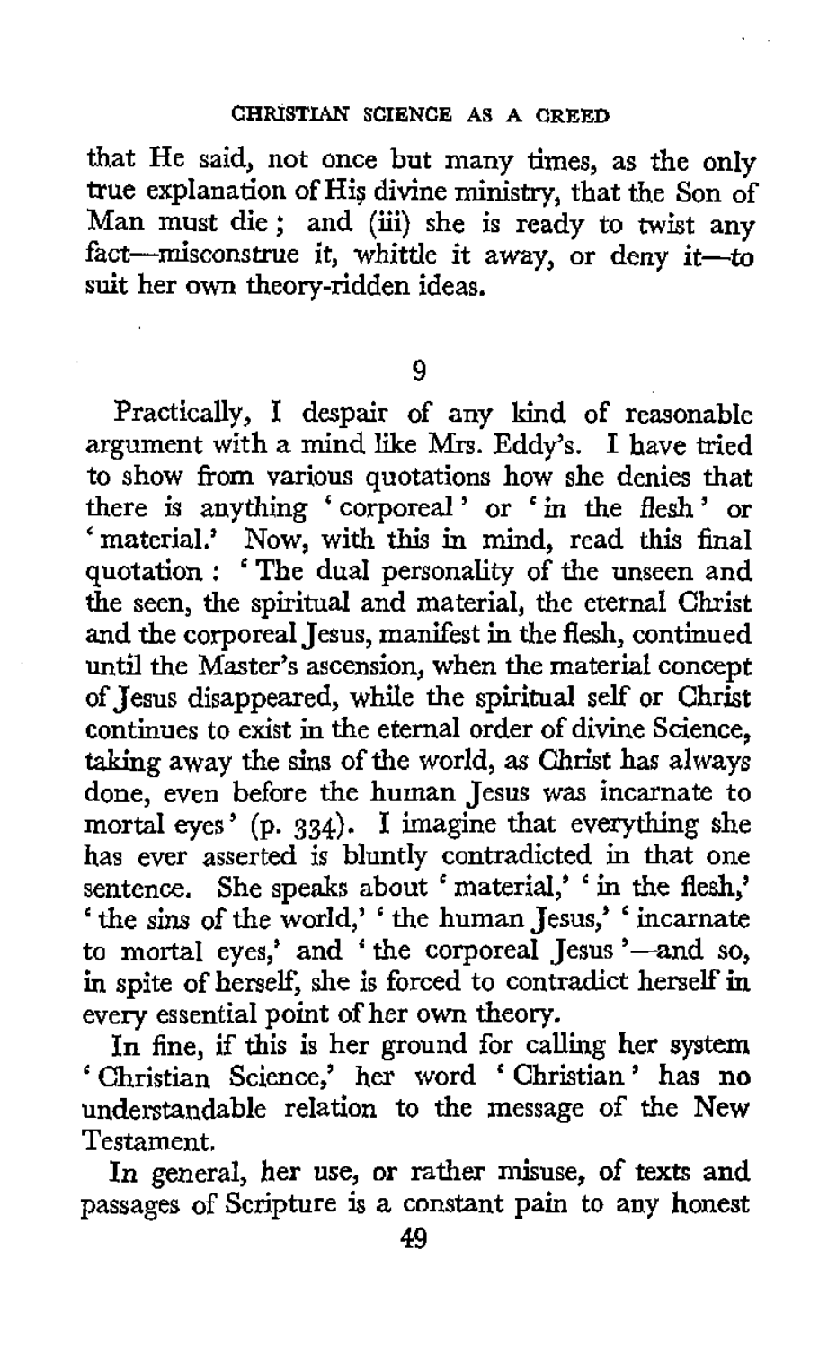that He said, not once but many times, as the only true explanation of His divine ministry, that the Son of Man must die; and (iii) she is ready to twist any fact—misconstrue it, whittle it away, or deny it—*to* suit her own theory-ridden ideas.

## 9

Practically, I despair of any kind of reasonable argument with a mind like Mrs. Eddy's. I have tried to show from various quotations how she denies that there is anything 'corporeal' or 'in the flesh' or 'material.' Now, with this in mind, read this final quotation: 'The dual personality of the unseen and the seen, the spiritual and material, the eternal Christ and the corporeal Jesus, manifest in the flesh, continued until the Master's ascension, when the material concept of Jesus disappeared, while the spiritual self or Christ continues to exist in the eternal order of divine Science, taking away the sins of the world, as Christ has always done, even before the human Jesus was incarnate to mortal eyes' (p. 334). I imagine that everything she has ever asserted is bluntly contradicted in that one sentence. She speaks about 'material,' 'in the flesh,' 'the *sins* of the world,' 'the human Jesus,' 'incarnate to mortal eyes,' and 'the corporeal Jesus'—and so, in spite of herself, she is forced to contradict herself in every essential point of her own theory.

In fine, if this is her ground for calling her system 'Christian Science,' her word 'Christian' has no understandable relation to the message of the New Testament.

In general, her use, or rather misuse, of texts and passages of Scripture is a constant pain to any honest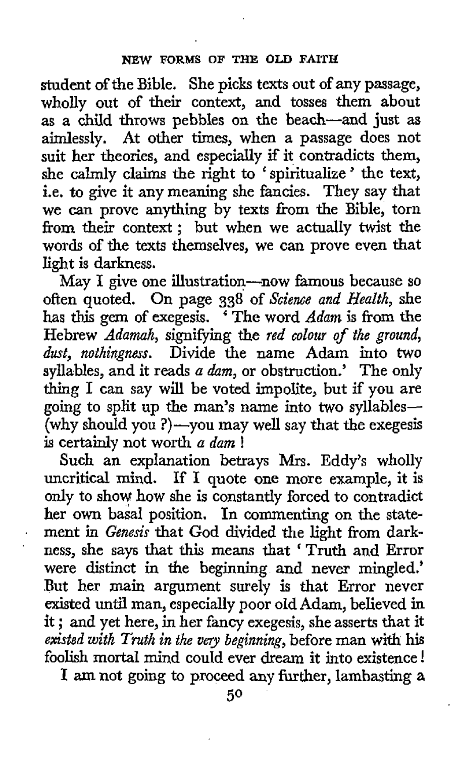student of the Bible. She picks texts out of any passage, wholly out of their context, and tosses them about as a child throws pebbles on the beach—and just as aimlessly. At other times, when a passage does not suit her theories, and especially if it contradicts them, she calmly claims the right to 'spiritualize' the text, i.e. to give it any meaning she fancies. They say that we can prove anything by texts from the Bible, torn from their context; but when we actually twist the words of the texts themselves, we can prove even that light is darkness.

May I give one illustration—now famous because so often quoted. On page 338 of *Science and Health*, she has this gem of exegesis. 'The word *Adam* is from the Hebrew *Adamah*, signifying the *red colour of the ground, dust, nothingness*. Divide the name Adam into two syllables, and it reads *a dam*, or obstruction.' The only thing I can say will be voted impolite, but if you are going to split up the man's name into two syllables—(why should you ?)—you may well say that the exegesis is certainly not worth *a dam* !

Such an explanation betrays Mrs. Eddy's wholly uncritical mind. If I quote one more example, it is only to show how she is constantly forced to contradict her own basal position. In commenting on the statement in *Genesis* that God divided the light from darkness, she says that this means that 'Truth and Error were distinct in the beginning and never mingled.' But her main argument surely is that Error never existed until man, especially poor old Adam, believed in it; and yet here, in her fancy exegesis, she asserts that it *existed with Truth in the very beginning*, before man with his foolish mortal mind could ever dream it into existence!

I am not going to proceed any further, lambasting a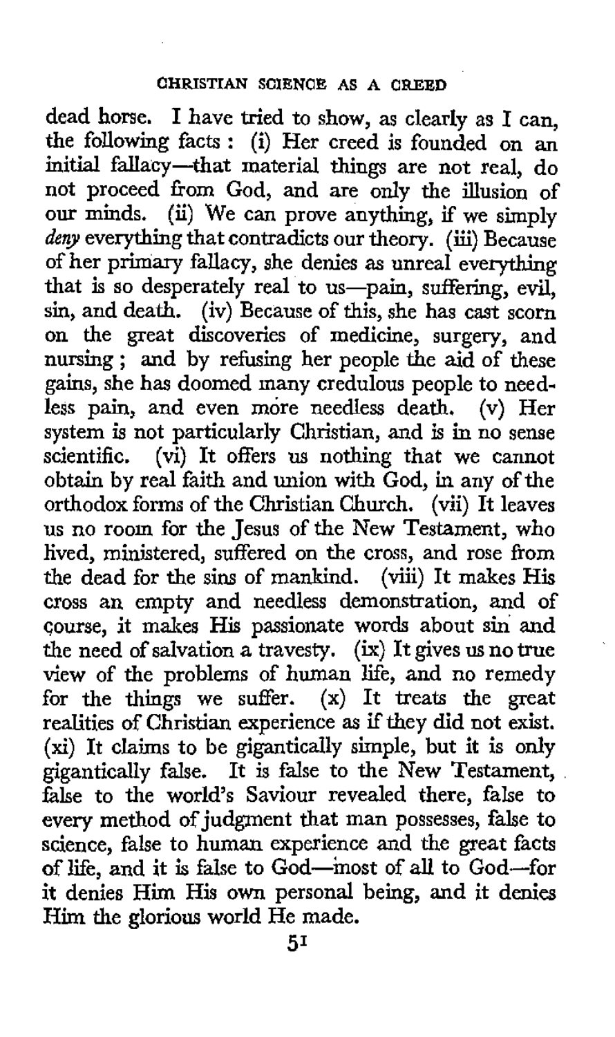dead horse. I have tried to show, as clearly as I can, the following facts: (i) Her creed is founded on an initial fallacy—that material things are not real, do not proceed from God, and are only the illusion of our minds. (ii) We can prove anything, if we simply *deny* everything that contradicts our theory. (iii) Because of her primary fallacy, she denies as unreal everything that is so desperately real to us—pain, suffering, evil, sin, and death. (iv) Because of this, she has cast scorn on the great discoveries of medicine, surgery, and nursing; and by refusing her people the aid of these gains, she has doomed many credulous people to needless pain, and even more needless death. (v) Her system is not particularly Christian, and is in no sense scientific. (vi) It offers us nothing that we cannot obtain by real faith and union with God, in any of the orthodox forms of the Christian Church. (vii) It leaves us no room for the Jesus of the New Testament, who lived, ministered, suffered on the cross, and rose from the dead for the sins of mankind. (viii) It makes His cross an empty and needless demonstration, and of course, it makes His passionate words about sin and the need of salvation a travesty. (ix) It gives us no true view of the problems of human life, and no remedy for the things we suffer. (x) It treats the great realities of Christian experience as if they did not exist. (xi) It claims to be gigantically simple, but it is only gigantically false. It is false to the New Testament, false to the world's Saviour revealed there, false to every method of judgment that man possesses, false to science, false to human experience and the great facts of life, and it is false to God—most of all to God—for it denies Him His own personal being, and it denies Him the glorious world He made.